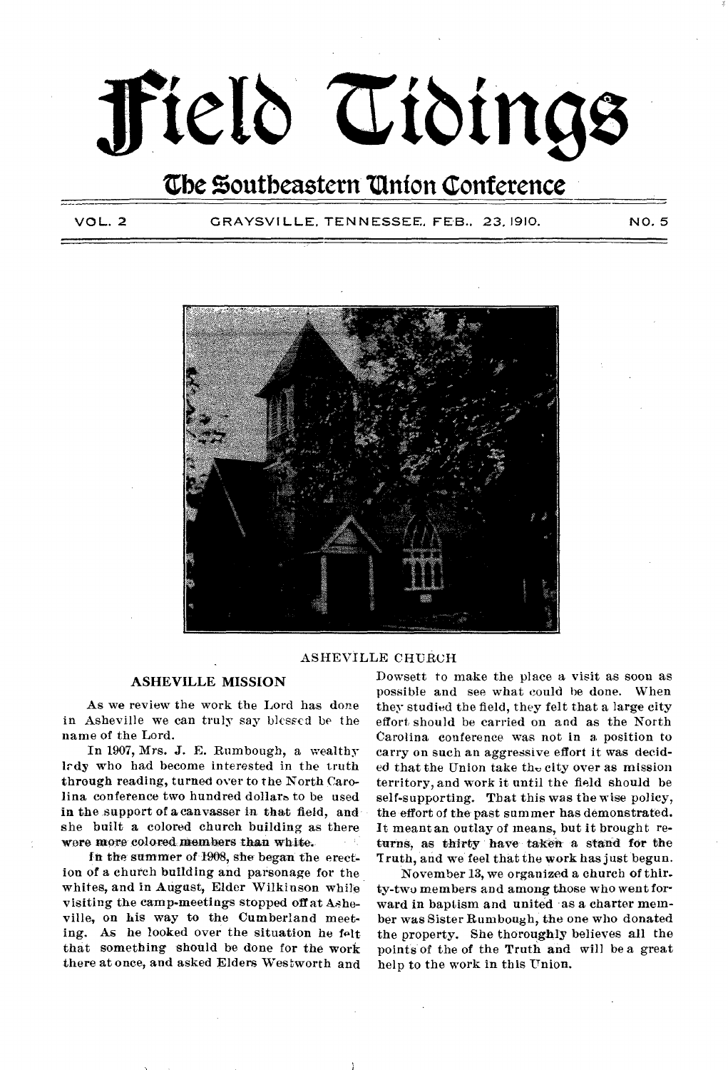# Field Tidings

## The Southeastern Union Conference

VOL. 2 GRAYSVILLE, TENNESSEE, FEB., 23, 1910. NO. 5

ASHEVILLE CHURCH

### ASHEVILLE MISSION

As we review the work the Lord has done in Asheville we can truly say blessed be the name of the Lord.

In 1907, Mrs. J. E. Rumbough, a wealthy lady who had become interested in the truth through reading, turned over to the North Carolina conference two hundred dollars to be used in the support of a canvasser in that field, and she built a colored church building as there were more colored members than white.

In the summer of 1908, she began the erection of a church building and parsonage for the whites, and in August, Elder Wilkinson while visiting the camp-meetings stopped off at Asheville, on his way to the Cumberland meeting. As he looked over the situation he felt that something should be done for the work there at once, and asked Elders Westworth and Dowsett to make the place a visit as soon as possible and see what could be done. When they studied the field, they felt that a large city effort should be carried on and as the North Carolina conference was not in a position to carry on such an aggressive effort it was decided that the Union take the city over as mission territory, and work it until the field should be self-supporting. That this was the wise policy, the effort of the past summer has demonstrated. It meant an outlay of means, but it brought returns, as thirty have taken a stand for the Truth, and we feel that the work has just begun.

November 13, we organized a church of thirty-two members and among those who went forward in baptism and united as a charter member was Sister Rumbough, the one who donated the property. She thoroughly believes all the points of the of the Truth and will be a great help to the work in this Union.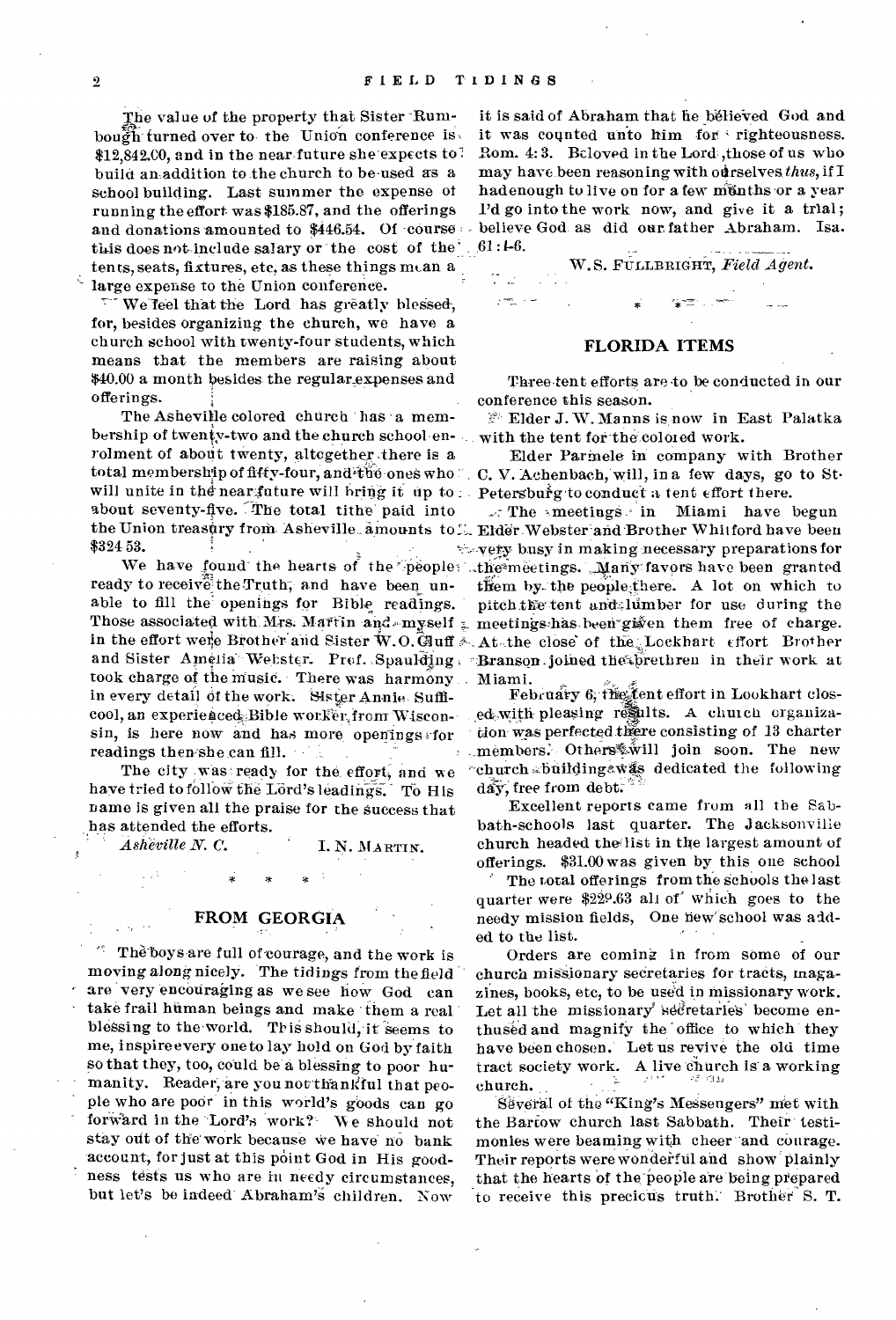The value of the property that Sister Rumbough turned over to the Union conference is $12,842.00, and in the near future she expects to build an addition to the church to be used as a school building. Last summer the expense of running the effort was $185.87, and the offerings and donations amounted to $446.54. Of course this does not include salary or the cost of the tents, seats, fixtures, etc, as these things mean a large expense to the Union conference.

We feel that the Lord has greatly blessed, for, besides organizing the church, we have a church school with twenty-four students, which means that the members are raising about $40.00 a month besides the regular expenses and offerings.

The Asheville colored church has a membership of twenty-two and the church school enrolment of about twenty, altogether there is a total membership of fifty-four, and the ones who will unite in the near future will bring it up to about seventy-five. The total tithe paid into the Union treasury from Asheville amounts to $324 53.

We have found the hearts of the people ready to receive the Truth, and have been unable to fill the openings for Bible readings. Those associated with Mrs. Martin and myself in the effort were Brother and Sister W. O. Cluff and Sister Amelia Webster. Prof. Spaulding took charge of the music. There was harmony in every detail of the work. Sister Annie Sufficool, an experienced Bible worker, from Wisconsin, is here now and has more openings for readings then she can fill.

The city was ready for the effort, and we have tried to follow the Lord's leadings. To His name is given all the praise for the success that has attended the efforts.

*Asheville N. C.* I. N. MARTIN.

\* \* \*

## FROM GEORGIA

The boys are full of courage, and the work is moving along nicely. The tidings from the field are very encouraging as we see how God can take frail human beings and make them a real blessing to the world. This should, it seems to me, inspire every one to lay hold on God by faith so that they, too, could be a blessing to poor humanity. Reader, are you not thankful that people who are poor in this world's goods can go forward in the Lord's work? We should not stay out of the work because we have no bank account, for just at this point God in His goodness tests us who are in needy circumstances, but let's be indeed Abraham's children. Now it is said of Abraham that he believed God and it was counted unto him for righteousness. Rom. 4:3. Beloved in the Lord, those of us who may have been reasoning with ourselves *thus*, if I had enough to live on for a few months or a year I'd go into the work now, and give it a trial; believe God as did our father Abraham. Isa. 61:1-6.

W.S. FULLBRIGHT, *Field Agent.*

\*

## FLORIDA ITEMS

Three tent efforts are to be conducted in our conference this season.

Elder J. W. Manns is now in East Palatka with the tent for the colored work.

Elder Parmele in company with Brother C. V. Achenbach, will, in a few days, go to St. Petersburg to conduct a tent effort there.

The meetings in Miami have begun Elder Webster and Brother Whitford have been very busy in making necessary preparations for the meetings. Many favors have been granted them by the people there. A lot on which to pitch the tent and lumber for use during the meetings has been given them free of charge. At the close of the Lockhart effort Brother Branson joined the brethren in their work at Miami.

February 6, the tent effort in Lookhart closed with pleasing results. A church organization was perfected there consisting of 13 charter members. Others will join soon. The new church building was dedicated the following day, free from debt.

Excellent reports came from all the Sabbath-schools last quarter. The Jacksonville church headed the list in the largest amount of offerings. $31.00 was given by this one school

The total offerings from the schools the last quarter were $229.63 all of which goes to the needy mission fields, One new school was added to the list.

Orders are coming in from some of our church missionary secretaries for tracts, magazines, books, etc, to be used in missionary work. Let all the missionary secretaries become enthused and magnify the office to which they have been chosen. Let us revive the old time tract society work. A live church is a working church.

Several of the "King's Messengers" met with the Bartow church last Sabbath. Their testimonies were beaming with cheer and courage. Their reports were wonderful and show plainly that the hearts of the people are being prepared to receive this precious truth. Brother S. T.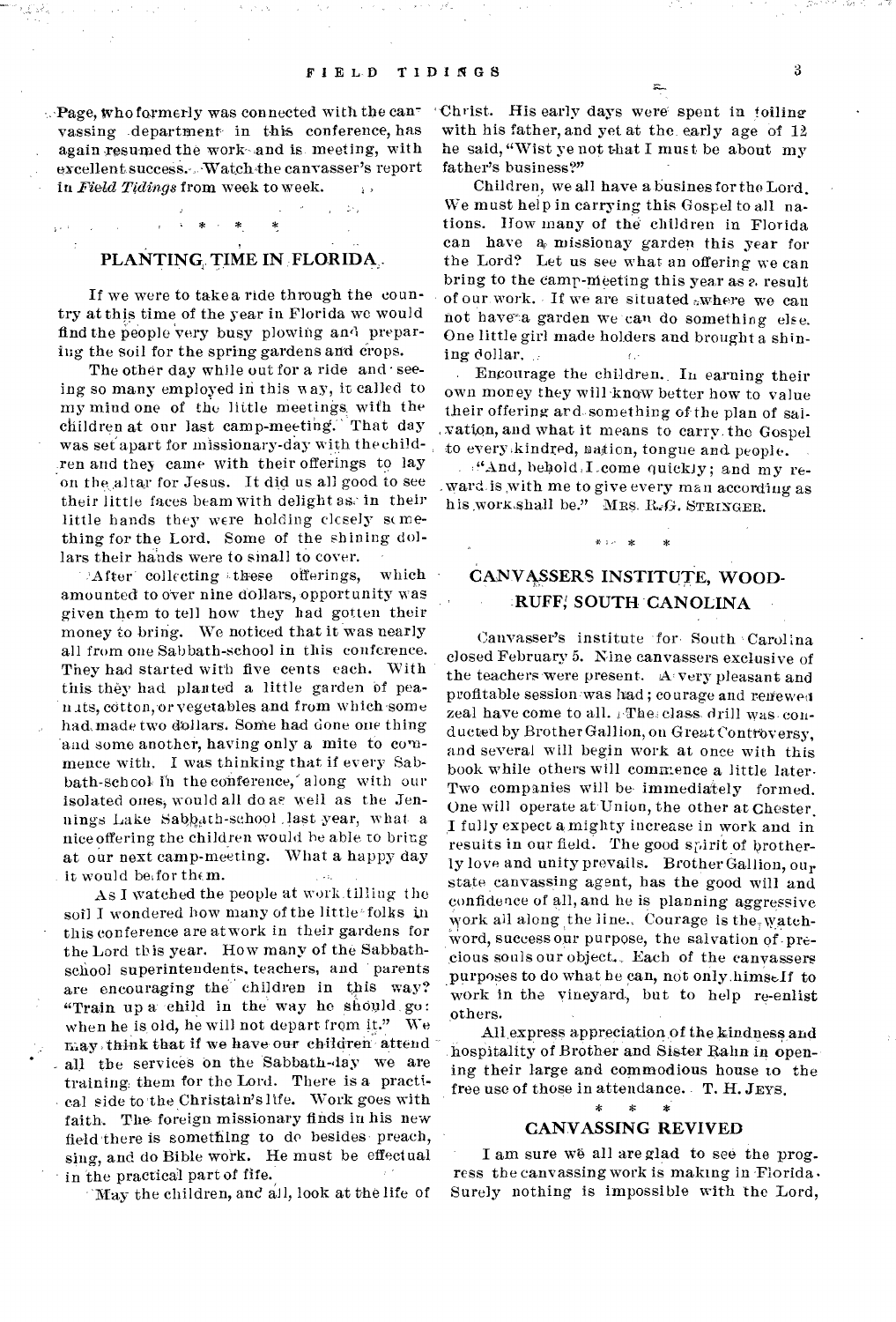Page, who formerly was connected with the canvassing department in this conference, has again resumed the work and is meeting, with excellent success. Watch the canvasser's report in *Field Tidings* from week to week.

\* \* \*

## PLANTING TIME IN FLORIDA

If we were to take a ride through the country at this time of the year in Florida we would find the people very busy plowing and preparing the soil for the spring gardens and crops.

The other day while out for a ride and seeing so many employed in this way, it called to my mind one of the little meetings with the children at our last camp-meeting. That day was set apart for missionary-day with the children and they came with their offerings to lay on the altar for Jesus. It did us all good to see their little faces beam with delight as in their little hands they were holding closely something for the Lord. Some of the shining dollars their hands were to small to cover.

After collecting these offerings, which amounted to over nine dollars, opportunity was given them to tell how they had gotten their money to bring. We noticed that it was nearly all from one Sabbath-school in this conference. They had started with five cents each. With this they had planted a little garden of peanuts, cotton, or vegetables and from which some had made two dollars. Some had done one thing and some another, having only a mite to commence with. I was thinking that if every Sabbath-school in the conference, along with our isolated ones, would all do as well as the Jennings Lake Sabbath-school last year, what a nice offering the children would be able to bring at our next camp-meeting. What a happy day it would be for them.

As I watched the people at work tilling the soil I wondered how many of the little folks in this conference are at work in their gardens for the Lord this year. How many of the Sabbath-school superintendents, teachers, and parents are encouraging the children in this way? "Train up a child in the way he should go: when he is old, he will not depart from it." We may think that if we have our children attend all the services on the Sabbath-day we are training them for the Lord. There is a practical side to the Christain's life. Work goes with faith. The foreign missionary finds in his new field there is something to do besides preach, sing, and do Bible work. He must be effectual in the practical part of life.

May the children, and all, look at the life of Christ. His early days were spent in toiling with his father, and yet at the early age of 12 he said, "Wist ye not that I must be about my father's business?"

Children, we all have a business for the Lord. We must help in carrying this Gospel to all nations. How many of the children in Florida can have a missionay garden this year for the Lord? Let us see what an offering we can bring to the camp-meeting this year as a result of our work. If we are situated where we can not have a garden we can do something else. One little girl made holders and brought a shining dollar.

Encourage the children. In earning their own money they will know better how to value their offering and something of the plan of salvation, and what it means to carry the Gospel to every kindred, nation, tongue and people.

"And, behold, I come quickly; and my reward is with me to give every man according as his work shall be." MRS. R. G. STRINGER.

\* \* \*

## CANVASSERS INSTITUTE, WOODRUFF, SOUTH CANOLINA

Canvasser's institute for South Carolina closed February 5. Nine canvassers exclusive of the teachers were present. A very pleasant and profitable session was had; courage and renewed zeal have come to all. The class drill was conducted by Brother Gallion, on Great Controversy, and several will begin work at once with this book while others will commence a little later. Two companies will be immediately formed. One will operate at Union, the other at Chester. I fully expect a mighty increase in work and in results in our field. The good spirit of brotherly love and unity prevails. Brother Gallion, our state canvassing agent, has the good will and confidence of all, and he is planning aggressive work all along the line. Courage is the watchword, success our purpose, the salvation of precious souls our object. Each of the canvassers purposes to do what he can, not only himself to work in the vineyard, but to help re-enlist others.

All express appreciation of the kindness and hospitality of Brother and Sister Rahn in opening their large and commodious house to the free use of those in attendance. T. H. JEYS.

\* \* \*

## CANVASSING REVIVED

I am sure we all are glad to see the progress the canvassing work is making in Florida. Surely nothing is impossible with the Lord,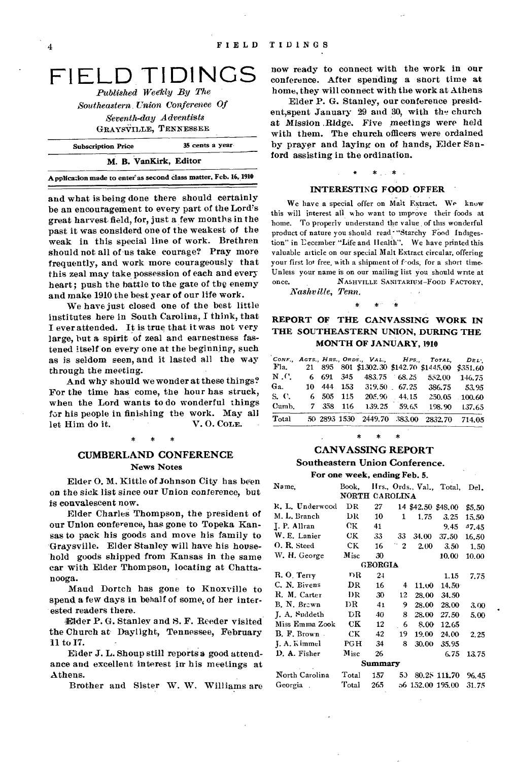# FIELD TIDINGS

*Published Weekly By The*
*Southeastern Union Conference Of*
*Seventh-day Adventists*
GRAYSVILLE, TENNESSEE

Subscription Price — 35 cents a year

**M. B. VanKirk, Editor**

Application made to enter as second class matter, Feb. 16, 1910

and what is being done there should certainly be an encouragement to every part of the Lord's great harvest field, for, just a few months in the past it was considerd one of the weakest of the weak in this special line of work. Brethren should not all of us take courage? Pray more frequently, and work more courageously that this zeal may take possession of each and every heart; push the battle to the gate of the enemy and make 1910 the best year of our life work.

We have just closed one of the best little institutes here in South Carolina, I think, that I ever attended. It is true that it was not very large, but a spirit of zeal and earnestness fastened itself on every one at the beginning, such as is seldom seen, and it lasted all the way through the meeting.

And why should we wonder at these things? For the time has come, the hour has struck, when the Lord wants to do wonderful things for his people in finishing the work. May all let Him do it. V. O. COLE.

\* \* \*

## CUMBERLAND CONFERENCE

### News Notes

Elder O. M. Kittle of Johnson City has been on the sick list since our Union conference, but is convalescent now.

Elder Charles Thompson, the president of our Union conference, has gone to Topeka Kansas to pack his goods and move his family to Graysville. Elder Stanley will have his household goods shipped from Kansas in the same car with Elder Thompson, locating at Chattanooga.

Maud Dortch has gone to Knoxville to spend a few days in behalf of some of her interested readers there.

Elder P. G. Stanley and S. F. Reeder visited the Church at Daylight, Tennessee, February 11 to 17.

Elder J. L. Shoup still reports a good attendance and excellent interest in his meetings at Athens.

Brother and Sister W. W. Williams are now ready to connect with the work in our conference. After spending a short time at home, they will connect with the work at Athens

Elder P. G. Stanley, our conference president, spent January 29 and 30, with the church at Mission Ridge. Five meetings were held with them. The church officers were ordained by prayer and laying on of hands, Elder Sanford assisting in the ordination.

\* \* \*

### INTERESTING FOOD OFFER

We have a special offer on Malt Extract. We know this will interest all who want to improve their foods at home. To properly understand the value of this wonderful product of nature you should read "Starchy Food Indigestion" in December "Life and Health". We have printed this valuable article on our special Malt Extract circular, offering your first lot free, with a shipment of foods, for a short time. Unless your name is on our mailing list you should write at once. NASHVILLE SANITARIUM-FOOD FACTORY,
*Nashville, Tenn.*

\* \* \*

### REPORT OF THE CANVASSING WORK IN THE SOUTHEASTERN UNION, DURING THE MONTH OF JANUARY, 1910

| CONF., | AGTS., | HRS., | ORDS., | VAL., | HPS., | TOTAL, | DEL., |
|---|---|---|---|---|---|---|---|
| Fla. | 21 | 895 | 801 | $1302.30 | $142.70 | $1445.00 | $351.60 |
| N. C. | 6 | 691 | 345 | 483.75 | 68.25 | 552.00 | 146.75 |
| Ga. | 10 | 444 | 153 | 319.50 | 67.25 | 386.75 | 53.95 |
| S. C. | 6 | 505 | 115 | 205.90 | 44.15 | 250.05 | 100.60 |
| Cumb. | 7 | 358 | 116 | 139.25 | 59.65 | 198.90 | 137.65 |
| Total | 50 | 2893 | 1530 | 2449.70 | 383.00 | 2832.70 | 714.05 |

\* \* \*

### CANVASSING REPORT

**Southeastern Union Conference.**

**For one week, ending Feb. 5.**

| Name, | Book, | Hrs., | Ords., | Val., | Total, | Del. |
|---|---|---|---|---|---|---|
| **NORTH CAROLINA** | | | | | | |
| R. L. Underwood | DR | 27 | 14 | $42.50 | $48.00 | $5.50 |
| M. L. Branch | DR | 10 | 1 | 1.75 | 3.25 | 15.50 |
| J. P. Allran | CK | 41 | | | 9.45 | 47.45 |
| W. E. Lanier | CK | 33 | 33 | 34.00 | 37.50 | 16.50 |
| O. R. Steed | CK | 16 | 2 | 2.00 | 3.50 | 1.50 |
| W. H. George | Misc | 30 | | | 10.00 | 10.00 |
| **GEORGIA** | | | | | | |
| R. O. Terry | DR | 24 | | | 1.15 | 7.75 |
| C. N. Bivens | DR | 16 | 4 | 11.00 | 14.50 | |
| R. M. Carter | DR | 30 | 12 | 28.00 | 34.50 | |
| B. N. Brown | DR | 41 | 9 | 28.00 | 28.00 | 3.00 |
| J. A. Suddeth | DR | 40 | 8 | 28.00 | 27.50 | 5.00 |
| Miss Emma Zook | CK | 12 | 6 | 8.00 | 12.65 | |
| B. F. Brown | CK | 42 | 19 | 19.00 | 24.00 | 2.25 |
| J. A. Kimmel | PGH | 34 | 8 | 30.00 | 35.95 | |
| D. A. Fisher | Misc | 26 | | | 6.75 | 13.75 |
| **Summary** | | | | | | |
| North Carolina | Total | 157 | 50 | 80.25 | 111.70 | 96.45 |
| Georgia | Total | 265 | 66 | 152.00 | 195.00 | 31.75 |